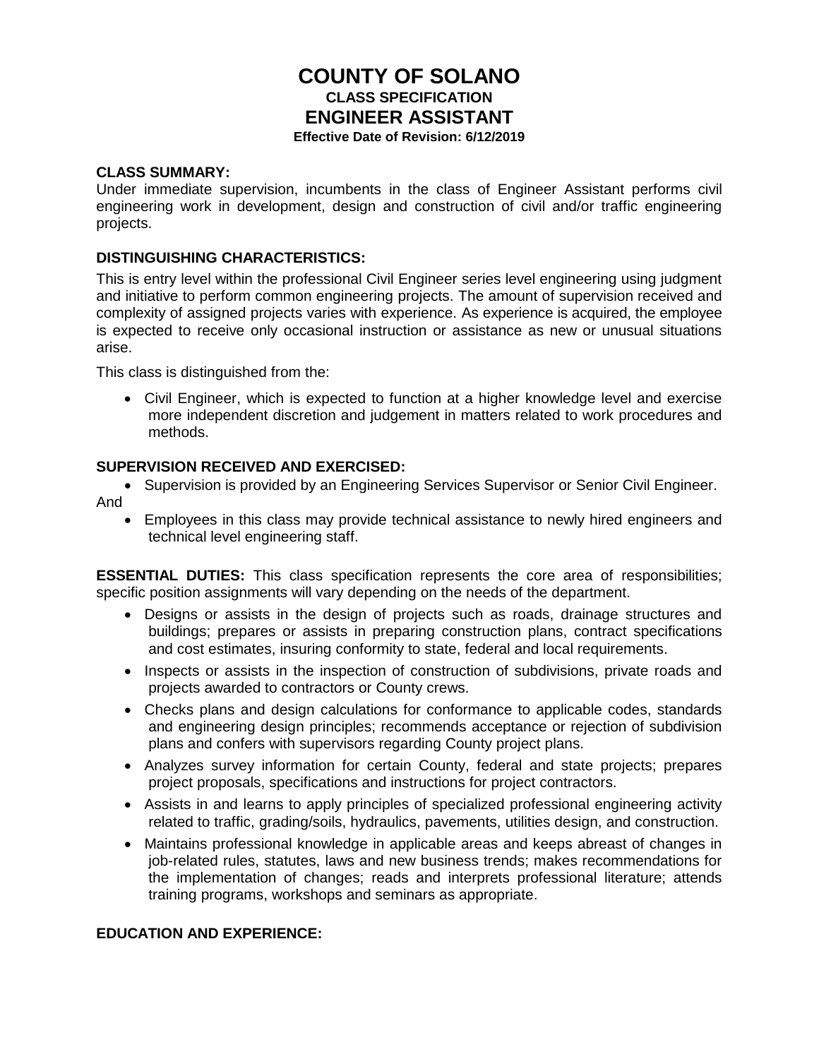# COUNTY OF SOLANO

**CLASS SPECIFICATION**

## ENGINEER ASSISTANT

**Effective Date of Revision: 6/12/2019**

**CLASS SUMMARY:**

Under immediate supervision, incumbents in the class of Engineer Assistant performs civil engineering work in development, design and construction of civil and/or traffic engineering projects.

**DISTINGUISHING CHARACTERISTICS:**

This is entry level within the professional Civil Engineer series level engineering using judgment and initiative to perform common engineering projects. The amount of supervision received and complexity of assigned projects varies with experience. As experience is acquired, the employee is expected to receive only occasional instruction or assistance as new or unusual situations arise.

This class is distinguished from the:

- Civil Engineer, which is expected to function at a higher knowledge level and exercise more independent discretion and judgement in matters related to work procedures and methods.

**SUPERVISION RECEIVED AND EXERCISED:**

- Supervision is provided by an Engineering Services Supervisor or Senior Civil Engineer.

And

- Employees in this class may provide technical assistance to newly hired engineers and technical level engineering staff.

**ESSENTIAL DUTIES:** This class specification represents the core area of responsibilities; specific position assignments will vary depending on the needs of the department.

- Designs or assists in the design of projects such as roads, drainage structures and buildings; prepares or assists in preparing construction plans, contract specifications and cost estimates, insuring conformity to state, federal and local requirements.
- Inspects or assists in the inspection of construction of subdivisions, private roads and projects awarded to contractors or County crews.
- Checks plans and design calculations for conformance to applicable codes, standards and engineering design principles; recommends acceptance or rejection of subdivision plans and confers with supervisors regarding County project plans.
- Analyzes survey information for certain County, federal and state projects; prepares project proposals, specifications and instructions for project contractors.
- Assists in and learns to apply principles of specialized professional engineering activity related to traffic, grading/soils, hydraulics, pavements, utilities design, and construction.
- Maintains professional knowledge in applicable areas and keeps abreast of changes in job-related rules, statutes, laws and new business trends; makes recommendations for the implementation of changes; reads and interprets professional literature; attends training programs, workshops and seminars as appropriate.

**EDUCATION AND EXPERIENCE:**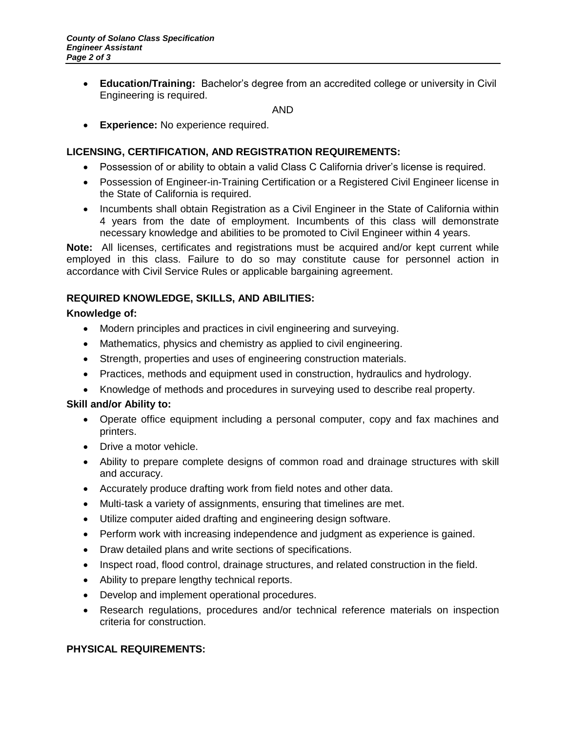- **Education/Training:** Bachelor's degree from an accredited college or university in Civil Engineering is required.

AND

- **Experience:** No experience required.

**LICENSING, CERTIFICATION, AND REGISTRATION REQUIREMENTS:**

- Possession of or ability to obtain a valid Class C California driver's license is required.
- Possession of Engineer-in-Training Certification or a Registered Civil Engineer license in the State of California is required.
- Incumbents shall obtain Registration as a Civil Engineer in the State of California within 4 years from the date of employment. Incumbents of this class will demonstrate necessary knowledge and abilities to be promoted to Civil Engineer within 4 years.

**Note:** All licenses, certificates and registrations must be acquired and/or kept current while employed in this class. Failure to do so may constitute cause for personnel action in accordance with Civil Service Rules or applicable bargaining agreement.

**REQUIRED KNOWLEDGE, SKILLS, AND ABILITIES:**

**Knowledge of:**

- Modern principles and practices in civil engineering and surveying.
- Mathematics, physics and chemistry as applied to civil engineering.
- Strength, properties and uses of engineering construction materials.
- Practices, methods and equipment used in construction, hydraulics and hydrology.
- Knowledge of methods and procedures in surveying used to describe real property.

**Skill and/or Ability to:**

- Operate office equipment including a personal computer, copy and fax machines and printers.
- Drive a motor vehicle.
- Ability to prepare complete designs of common road and drainage structures with skill and accuracy.
- Accurately produce drafting work from field notes and other data.
- Multi-task a variety of assignments, ensuring that timelines are met.
- Utilize computer aided drafting and engineering design software.
- Perform work with increasing independence and judgment as experience is gained.
- Draw detailed plans and write sections of specifications.
- Inspect road, flood control, drainage structures, and related construction in the field.
- Ability to prepare lengthy technical reports.
- Develop and implement operational procedures.
- Research regulations, procedures and/or technical reference materials on inspection criteria for construction.

**PHYSICAL REQUIREMENTS:**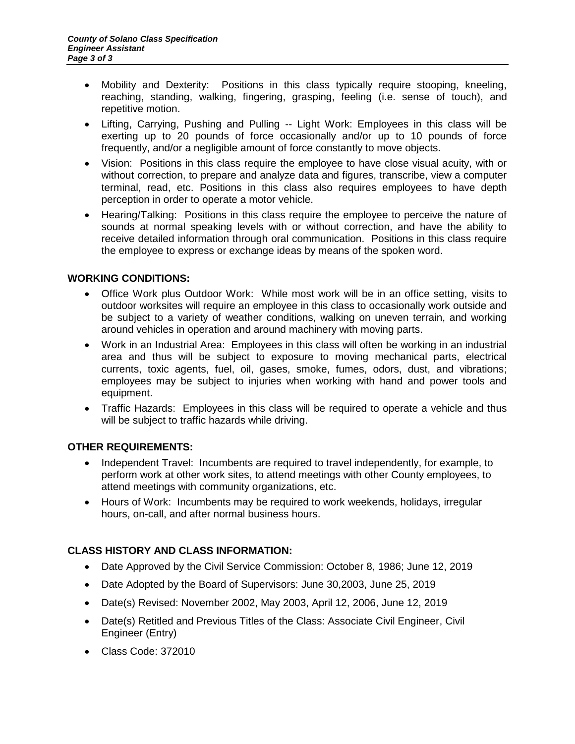- Mobility and Dexterity: Positions in this class typically require stooping, kneeling, reaching, standing, walking, fingering, grasping, feeling (i.e. sense of touch), and repetitive motion.
- Lifting, Carrying, Pushing and Pulling -- Light Work: Employees in this class will be exerting up to 20 pounds of force occasionally and/or up to 10 pounds of force frequently, and/or a negligible amount of force constantly to move objects.
- Vision: Positions in this class require the employee to have close visual acuity, with or without correction, to prepare and analyze data and figures, transcribe, view a computer terminal, read, etc. Positions in this class also requires employees to have depth perception in order to operate a motor vehicle.
- Hearing/Talking: Positions in this class require the employee to perceive the nature of sounds at normal speaking levels with or without correction, and have the ability to receive detailed information through oral communication. Positions in this class require the employee to express or exchange ideas by means of the spoken word.

**WORKING CONDITIONS:**

- Office Work plus Outdoor Work: While most work will be in an office setting, visits to outdoor worksites will require an employee in this class to occasionally work outside and be subject to a variety of weather conditions, walking on uneven terrain, and working around vehicles in operation and around machinery with moving parts.
- Work in an Industrial Area: Employees in this class will often be working in an industrial area and thus will be subject to exposure to moving mechanical parts, electrical currents, toxic agents, fuel, oil, gases, smoke, fumes, odors, dust, and vibrations; employees may be subject to injuries when working with hand and power tools and equipment.
- Traffic Hazards: Employees in this class will be required to operate a vehicle and thus will be subject to traffic hazards while driving.

**OTHER REQUIREMENTS:**

- Independent Travel: Incumbents are required to travel independently, for example, to perform work at other work sites, to attend meetings with other County employees, to attend meetings with community organizations, etc.
- Hours of Work: Incumbents may be required to work weekends, holidays, irregular hours, on-call, and after normal business hours.

**CLASS HISTORY AND CLASS INFORMATION:**

- Date Approved by the Civil Service Commission: October 8, 1986; June 12, 2019
- Date Adopted by the Board of Supervisors: June 30,2003, June 25, 2019
- Date(s) Revised: November 2002, May 2003, April 12, 2006, June 12, 2019
- Date(s) Retitled and Previous Titles of the Class: Associate Civil Engineer, Civil Engineer (Entry)
- Class Code: 372010